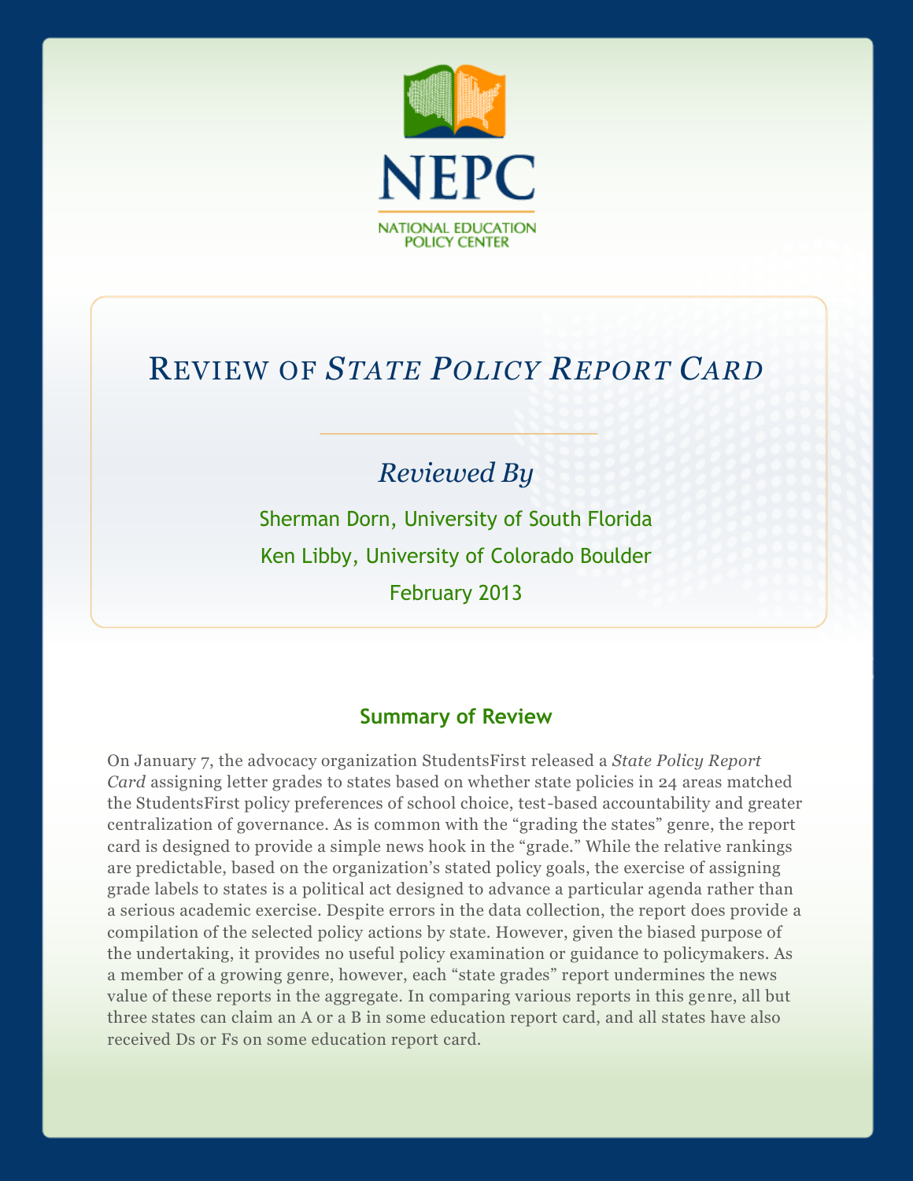NEPC

NATIONAL EDUCATION POLICY CENTER

# Review of *State Policy Report Card*

*Reviewed By*

Sherman Dorn, University of South Florida

Ken Libby, University of Colorado Boulder

February 2013

## Summary of Review

On January 7, the advocacy organization StudentsFirst released a *State Policy Report Card* assigning letter grades to states based on whether state policies in 24 areas matched the StudentsFirst policy preferences of school choice, test-based accountability and greater centralization of governance. As is common with the "grading the states" genre, the report card is designed to provide a simple news hook in the "grade." While the relative rankings are predictable, based on the organization's stated policy goals, the exercise of assigning grade labels to states is a political act designed to advance a particular agenda rather than a serious academic exercise. Despite errors in the data collection, the report does provide a compilation of the selected policy actions by state. However, given the biased purpose of the undertaking, it provides no useful policy examination or guidance to policymakers. As a member of a growing genre, however, each "state grades" report undermines the news value of these reports in the aggregate. In comparing various reports in this genre, all but three states can claim an A or a B in some education report card, and all states have also received Ds or Fs on some education report card.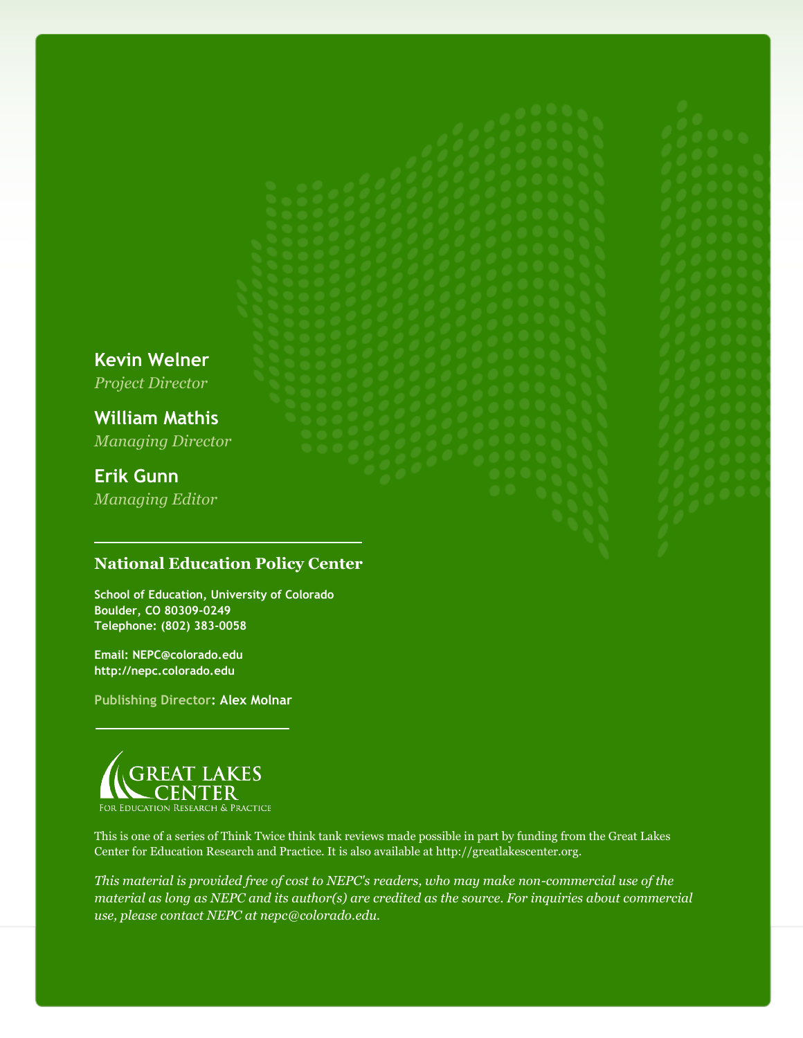**Kevin Welner**
*Project Director*

**William Mathis**
*Managing Director*

**Erik Gunn**
*Managing Editor*

---

**National Education Policy Center**

**School of Education, University of Colorado**
**Boulder, CO 80309-0249**
**Telephone: (802) 383-0058**

**Email: NEPC@colorado.edu**
**http://nepc.colorado.edu**

**Publishing Director: Alex Molnar**

---

GREAT LAKES CENTER
For Education Research & Practice

This is one of a series of Think Twice think tank reviews made possible in part by funding from the Great Lakes Center for Education Research and Practice. It is also available at http://greatlakescenter.org.

*This material is provided free of cost to NEPC's readers, who may make non-commercial use of the material as long as NEPC and its author(s) are credited as the source. For inquiries about commercial use, please contact NEPC at nepc@colorado.edu.*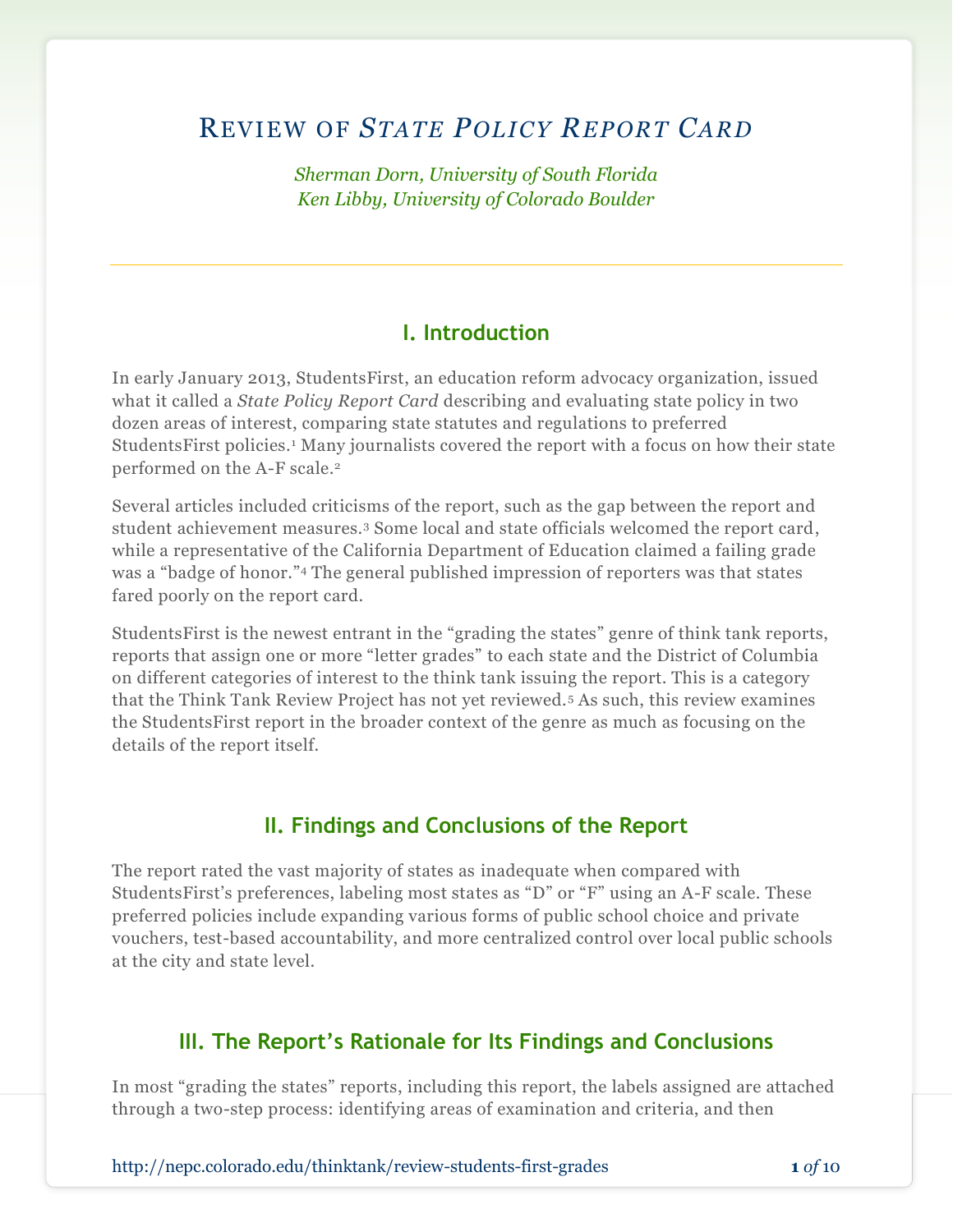# Review of *State Policy Report Card*

*Sherman Dorn, University of South Florida*
*Ken Libby, University of Colorado Boulder*

## I. Introduction

In early January 2013, StudentsFirst, an education reform advocacy organization, issued what it called a *State Policy Report Card* describing and evaluating state policy in two dozen areas of interest, comparing state statutes and regulations to preferred StudentsFirst policies.[1] Many journalists covered the report with a focus on how their state performed on the A-F scale.[2]

Several articles included criticisms of the report, such as the gap between the report and student achievement measures.[3] Some local and state officials welcomed the report card, while a representative of the California Department of Education claimed a failing grade was a "badge of honor."[4] The general published impression of reporters was that states fared poorly on the report card.

StudentsFirst is the newest entrant in the "grading the states" genre of think tank reports, reports that assign one or more "letter grades" to each state and the District of Columbia on different categories of interest to the think tank issuing the report. This is a category that the Think Tank Review Project has not yet reviewed.[5] As such, this review examines the StudentsFirst report in the broader context of the genre as much as focusing on the details of the report itself.

## II. Findings and Conclusions of the Report

The report rated the vast majority of states as inadequate when compared with StudentsFirst's preferences, labeling most states as "D" or "F" using an A-F scale. These preferred policies include expanding various forms of public school choice and private vouchers, test-based accountability, and more centralized control over local public schools at the city and state level.

## III. The Report's Rationale for Its Findings and Conclusions

In most "grading the states" reports, including this report, the labels assigned are attached through a two-step process: identifying areas of examination and criteria, and then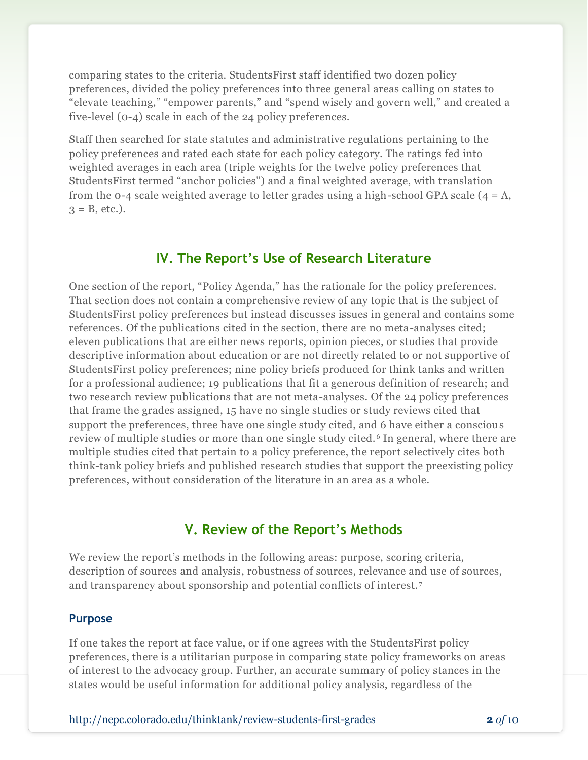comparing states to the criteria. StudentsFirst staff identified two dozen policy preferences, divided the policy preferences into three general areas calling on states to "elevate teaching," "empower parents," and "spend wisely and govern well," and created a five-level (0-4) scale in each of the 24 policy preferences.

Staff then searched for state statutes and administrative regulations pertaining to the policy preferences and rated each state for each policy category. The ratings fed into weighted averages in each area (triple weights for the twelve policy preferences that StudentsFirst termed "anchor policies") and a final weighted average, with translation from the 0-4 scale weighted average to letter grades using a high-school GPA scale (4 = A, 3 = B, etc.).

## IV. The Report's Use of Research Literature

One section of the report, "Policy Agenda," has the rationale for the policy preferences. That section does not contain a comprehensive review of any topic that is the subject of StudentsFirst policy preferences but instead discusses issues in general and contains some references. Of the publications cited in the section, there are no meta-analyses cited; eleven publications that are either news reports, opinion pieces, or studies that provide descriptive information about education or are not directly related to or not supportive of StudentsFirst policy preferences; nine policy briefs produced for think tanks and written for a professional audience; 19 publications that fit a generous definition of research; and two research review publications that are not meta-analyses. Of the 24 policy preferences that frame the grades assigned, 15 have no single studies or study reviews cited that support the preferences, three have one single study cited, and 6 have either a conscious review of multiple studies or more than one single study cited.[6] In general, where there are multiple studies cited that pertain to a policy preference, the report selectively cites both think-tank policy briefs and published research studies that support the preexisting policy preferences, without consideration of the literature in an area as a whole.

## V. Review of the Report's Methods

We review the report's methods in the following areas: purpose, scoring criteria, description of sources and analysis, robustness of sources, relevance and use of sources, and transparency about sponsorship and potential conflicts of interest.[7]

### Purpose

If one takes the report at face value, or if one agrees with the StudentsFirst policy preferences, there is a utilitarian purpose in comparing state policy frameworks on areas of interest to the advocacy group. Further, an accurate summary of policy stances in the states would be useful information for additional policy analysis, regardless of the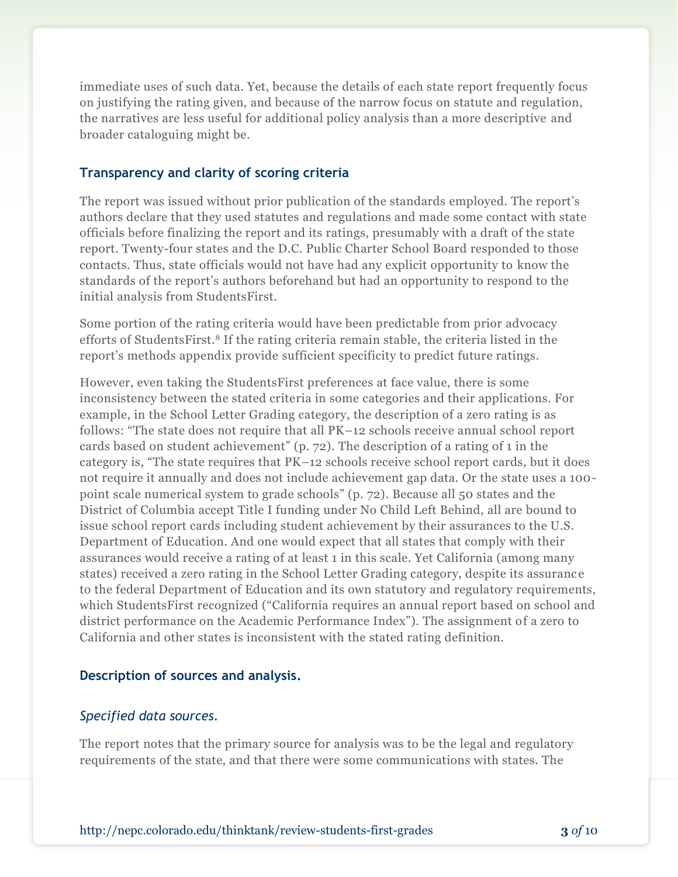immediate uses of such data. Yet, because the details of each state report frequently focus on justifying the rating given, and because of the narrow focus on statute and regulation, the narratives are less useful for additional policy analysis than a more descriptive and broader cataloguing might be.

### Transparency and clarity of scoring criteria

The report was issued without prior publication of the standards employed. The report's authors declare that they used statutes and regulations and made some contact with state officials before finalizing the report and its ratings, presumably with a draft of the state report. Twenty-four states and the D.C. Public Charter School Board responded to those contacts. Thus, state officials would not have had any explicit opportunity to know the standards of the report's authors beforehand but had an opportunity to respond to the initial analysis from StudentsFirst.

Some portion of the rating criteria would have been predictable from prior advocacy efforts of StudentsFirst.[8] If the rating criteria remain stable, the criteria listed in the report's methods appendix provide sufficient specificity to predict future ratings.

However, even taking the StudentsFirst preferences at face value, there is some inconsistency between the stated criteria in some categories and their applications. For example, in the School Letter Grading category, the description of a zero rating is as follows: "The state does not require that all PK–12 schools receive annual school report cards based on student achievement" (p. 72). The description of a rating of 1 in the category is, "The state requires that PK–12 schools receive school report cards, but it does not require it annually and does not include achievement gap data. Or the state uses a 100-point scale numerical system to grade schools" (p. 72). Because all 50 states and the District of Columbia accept Title I funding under No Child Left Behind, all are bound to issue school report cards including student achievement by their assurances to the U.S. Department of Education. And one would expect that all states that comply with their assurances would receive a rating of at least 1 in this scale. Yet California (among many states) received a zero rating in the School Letter Grading category, despite its assurance to the federal Department of Education and its own statutory and regulatory requirements, which StudentsFirst recognized ("California requires an annual report based on school and district performance on the Academic Performance Index"). The assignment of a zero to California and other states is inconsistent with the stated rating definition.

### Description of sources and analysis.

#### *Specified data sources.*

The report notes that the primary source for analysis was to be the legal and regulatory requirements of the state, and that there were some communications with states. The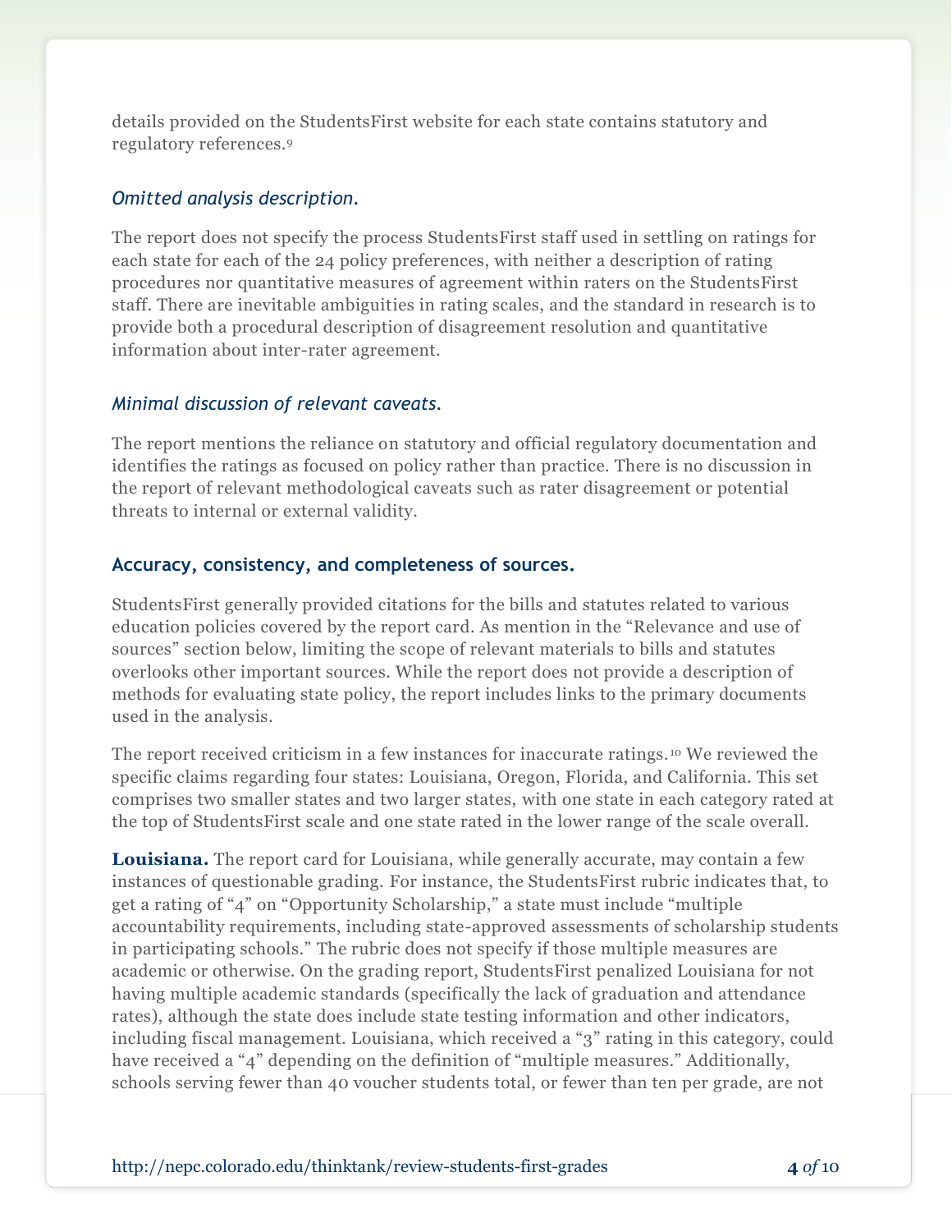details provided on the StudentsFirst website for each state contains statutory and regulatory references.[9]

### *Omitted analysis description.*

The report does not specify the process StudentsFirst staff used in settling on ratings for each state for each of the 24 policy preferences, with neither a description of rating procedures nor quantitative measures of agreement within raters on the StudentsFirst staff. There are inevitable ambiguities in rating scales, and the standard in research is to provide both a procedural description of disagreement resolution and quantitative information about inter-rater agreement.

### *Minimal discussion of relevant caveats.*

The report mentions the reliance on statutory and official regulatory documentation and identifies the ratings as focused on policy rather than practice. There is no discussion in the report of relevant methodological caveats such as rater disagreement or potential threats to internal or external validity.

## Accuracy, consistency, and completeness of sources.

StudentsFirst generally provided citations for the bills and statutes related to various education policies covered by the report card. As mention in the "Relevance and use of sources" section below, limiting the scope of relevant materials to bills and statutes overlooks other important sources. While the report does not provide a description of methods for evaluating state policy, the report includes links to the primary documents used in the analysis.

The report received criticism in a few instances for inaccurate ratings.[10] We reviewed the specific claims regarding four states: Louisiana, Oregon, Florida, and California. This set comprises two smaller states and two larger states, with one state in each category rated at the top of StudentsFirst scale and one state rated in the lower range of the scale overall.

**Louisiana.** The report card for Louisiana, while generally accurate, may contain a few instances of questionable grading. For instance, the StudentsFirst rubric indicates that, to get a rating of "4" on "Opportunity Scholarship," a state must include "multiple accountability requirements, including state-approved assessments of scholarship students in participating schools." The rubric does not specify if those multiple measures are academic or otherwise. On the grading report, StudentsFirst penalized Louisiana for not having multiple academic standards (specifically the lack of graduation and attendance rates), although the state does include state testing information and other indicators, including fiscal management. Louisiana, which received a "3" rating in this category, could have received a "4" depending on the definition of "multiple measures." Additionally, schools serving fewer than 40 voucher students total, or fewer than ten per grade, are not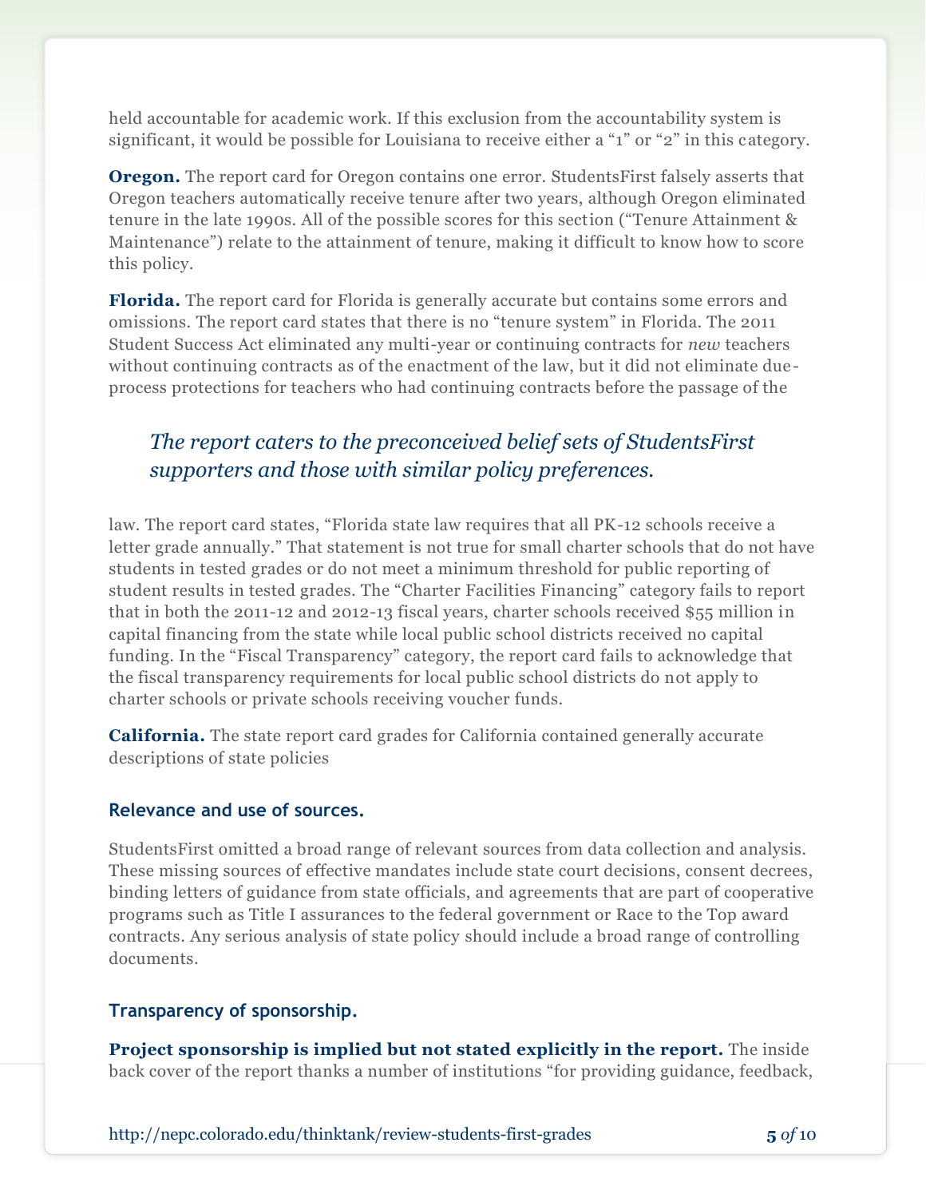held accountable for academic work. If this exclusion from the accountability system is significant, it would be possible for Louisiana to receive either a "1" or "2" in this category.

**Oregon.** The report card for Oregon contains one error. StudentsFirst falsely asserts that Oregon teachers automatically receive tenure after two years, although Oregon eliminated tenure in the late 1990s. All of the possible scores for this section ("Tenure Attainment & Maintenance") relate to the attainment of tenure, making it difficult to know how to score this policy.

**Florida.** The report card for Florida is generally accurate but contains some errors and omissions. The report card states that there is no "tenure system" in Florida. The 2011 Student Success Act eliminated any multi-year or continuing contracts for *new* teachers without continuing contracts as of the enactment of the law, but it did not eliminate due-process protections for teachers who had continuing contracts before the passage of the law. The report card states, "Florida state law requires that all PK-12 schools receive a letter grade annually." That statement is not true for small charter schools that do not have students in tested grades or do not meet a minimum threshold for public reporting of student results in tested grades. The "Charter Facilities Financing" category fails to report that in both the 2011-12 and 2012-13 fiscal years, charter schools received $55 million in capital financing from the state while local public school districts received no capital funding. In the "Fiscal Transparency" category, the report card fails to acknowledge that the fiscal transparency requirements for local public school districts do not apply to charter schools or private schools receiving voucher funds.

> *The report caters to the preconceived belief sets of StudentsFirst supporters and those with similar policy preferences.*

**California.** The state report card grades for California contained generally accurate descriptions of state policies

### Relevance and use of sources.

StudentsFirst omitted a broad range of relevant sources from data collection and analysis. These missing sources of effective mandates include state court decisions, consent decrees, binding letters of guidance from state officials, and agreements that are part of cooperative programs such as Title I assurances to the federal government or Race to the Top award contracts. Any serious analysis of state policy should include a broad range of controlling documents.

### Transparency of sponsorship.

**Project sponsorship is implied but not stated explicitly in the report.** The inside back cover of the report thanks a number of institutions "for providing guidance, feedback,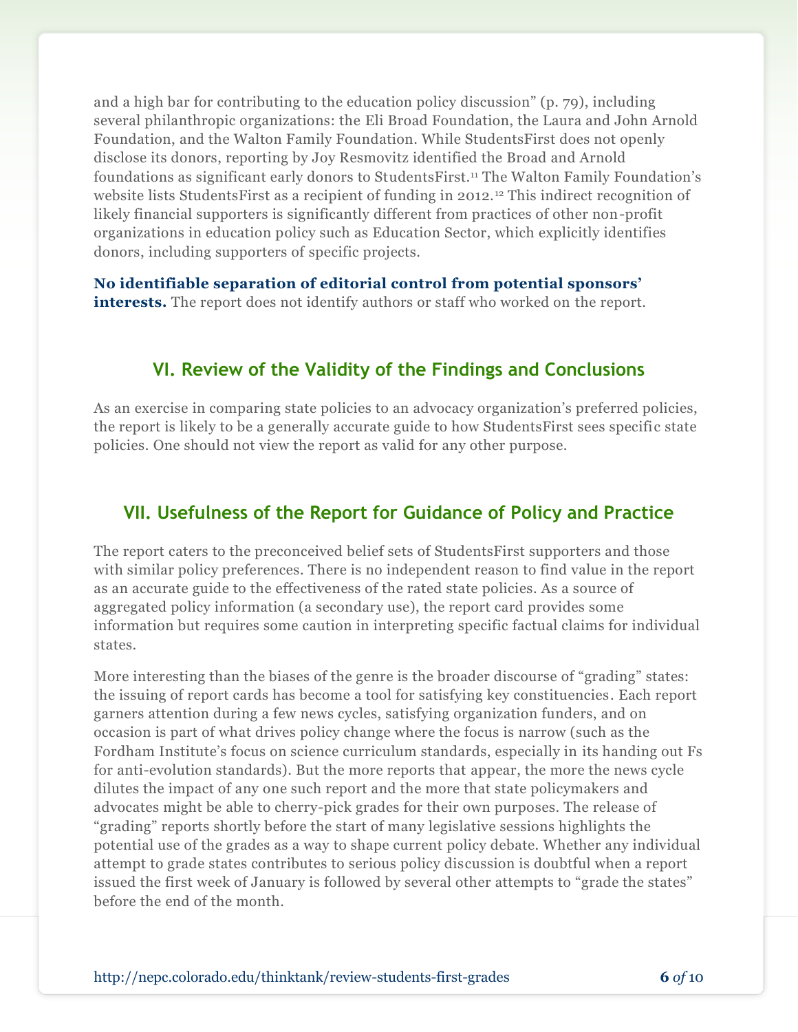and a high bar for contributing to the education policy discussion" (p. 79), including several philanthropic organizations: the Eli Broad Foundation, the Laura and John Arnold Foundation, and the Walton Family Foundation. While StudentsFirst does not openly disclose its donors, reporting by Joy Resmovitz identified the Broad and Arnold foundations as significant early donors to StudentsFirst.[11] The Walton Family Foundation's website lists StudentsFirst as a recipient of funding in 2012.[12] This indirect recognition of likely financial supporters is significantly different from practices of other non-profit organizations in education policy such as Education Sector, which explicitly identifies donors, including supporters of specific projects.

**No identifiable separation of editorial control from potential sponsors' interests.** The report does not identify authors or staff who worked on the report.

## VI. Review of the Validity of the Findings and Conclusions

As an exercise in comparing state policies to an advocacy organization's preferred policies, the report is likely to be a generally accurate guide to how StudentsFirst sees specific state policies. One should not view the report as valid for any other purpose.

## VII. Usefulness of the Report for Guidance of Policy and Practice

The report caters to the preconceived belief sets of StudentsFirst supporters and those with similar policy preferences. There is no independent reason to find value in the report as an accurate guide to the effectiveness of the rated state policies. As a source of aggregated policy information (a secondary use), the report card provides some information but requires some caution in interpreting specific factual claims for individual states.

More interesting than the biases of the genre is the broader discourse of "grading" states: the issuing of report cards has become a tool for satisfying key constituencies. Each report garners attention during a few news cycles, satisfying organization funders, and on occasion is part of what drives policy change where the focus is narrow (such as the Fordham Institute's focus on science curriculum standards, especially in its handing out Fs for anti-evolution standards). But the more reports that appear, the more the news cycle dilutes the impact of any one such report and the more that state policymakers and advocates might be able to cherry-pick grades for their own purposes. The release of "grading" reports shortly before the start of many legislative sessions highlights the potential use of the grades as a way to shape current policy debate. Whether any individual attempt to grade states contributes to serious policy discussion is doubtful when a report issued the first week of January is followed by several other attempts to "grade the states" before the end of the month.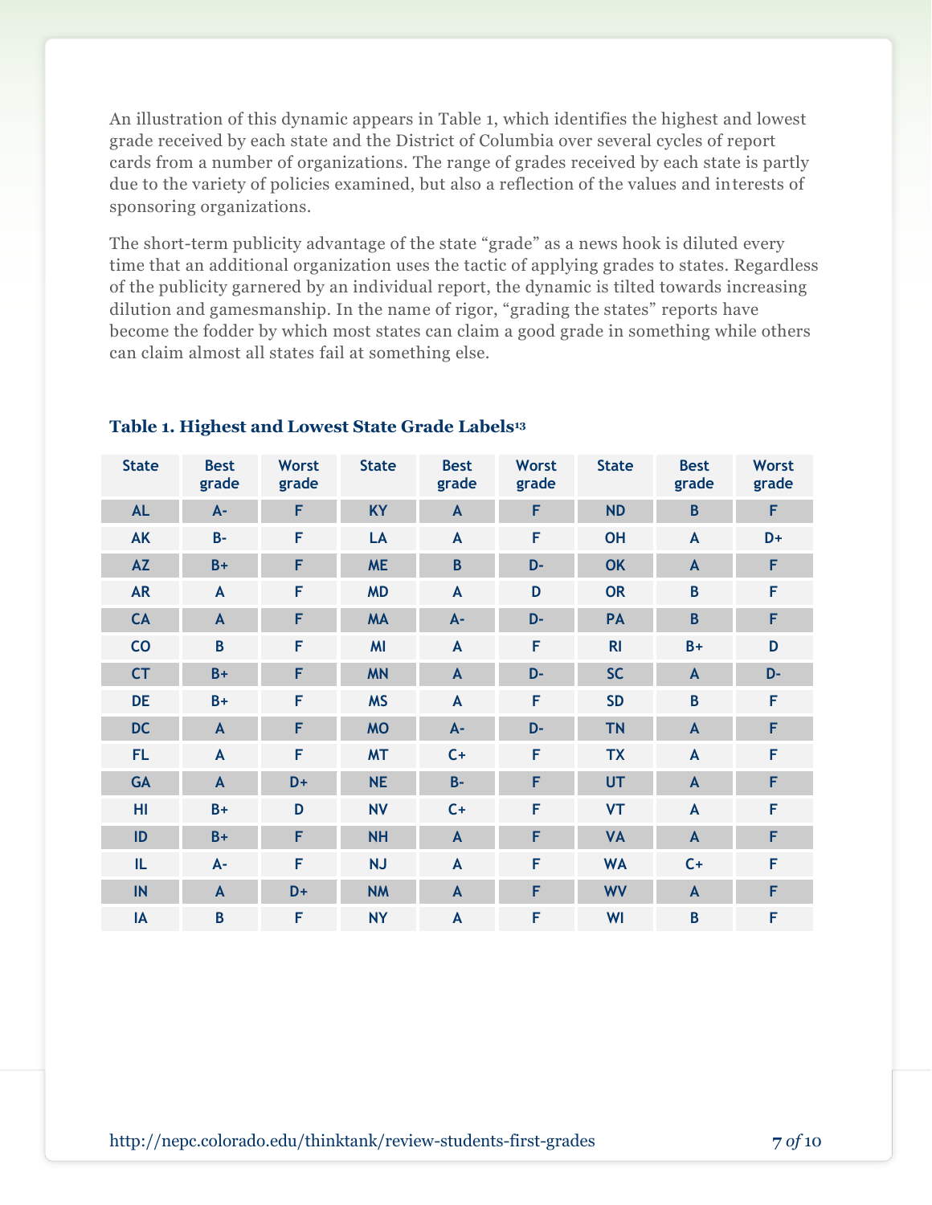An illustration of this dynamic appears in Table 1, which identifies the highest and lowest grade received by each state and the District of Columbia over several cycles of report cards from a number of organizations. The range of grades received by each state is partly due to the variety of policies examined, but also a reflection of the values and interests of sponsoring organizations.

The short-term publicity advantage of the state "grade" as a news hook is diluted every time that an additional organization uses the tactic of applying grades to states. Regardless of the publicity garnered by an individual report, the dynamic is tilted towards increasing dilution and gamesmanship. In the name of rigor, "grading the states" reports have become the fodder by which most states can claim a good grade in something while others can claim almost all states fail at something else.

**Table 1. Highest and Lowest State Grade Labels[13]**

| State | Best grade | Worst grade | State | Best grade | Worst grade | State | Best grade | Worst grade |
|---|---|---|---|---|---|---|---|---|
| AL | A- | F | KY | A | F | ND | B | F |
| AK | B- | F | LA | A | F | OH | A | D+ |
| AZ | B+ | F | ME | B | D- | OK | A | F |
| AR | A | F | MD | A | D | OR | B | F |
| CA | A | F | MA | A- | D- | PA | B | F |
| CO | B | F | MI | A | F | RI | B+ | D |
| CT | B+ | F | MN | A | D- | SC | A | D- |
| DE | B+ | F | MS | A | F | SD | B | F |
| DC | A | F | MO | A- | D- | TN | A | F |
| FL | A | F | MT | C+ | F | TX | A | F |
| GA | A | D+ | NE | B- | F | UT | A | F |
| HI | B+ | D | NV | C+ | F | VT | A | F |
| ID | B+ | F | NH | A | F | VA | A | F |
| IL | A- | F | NJ | A | F | WA | C+ | F |
| IN | A | D+ | NM | A | F | WV | A | F |
| IA | B | F | NY | A | F | WI | B | F |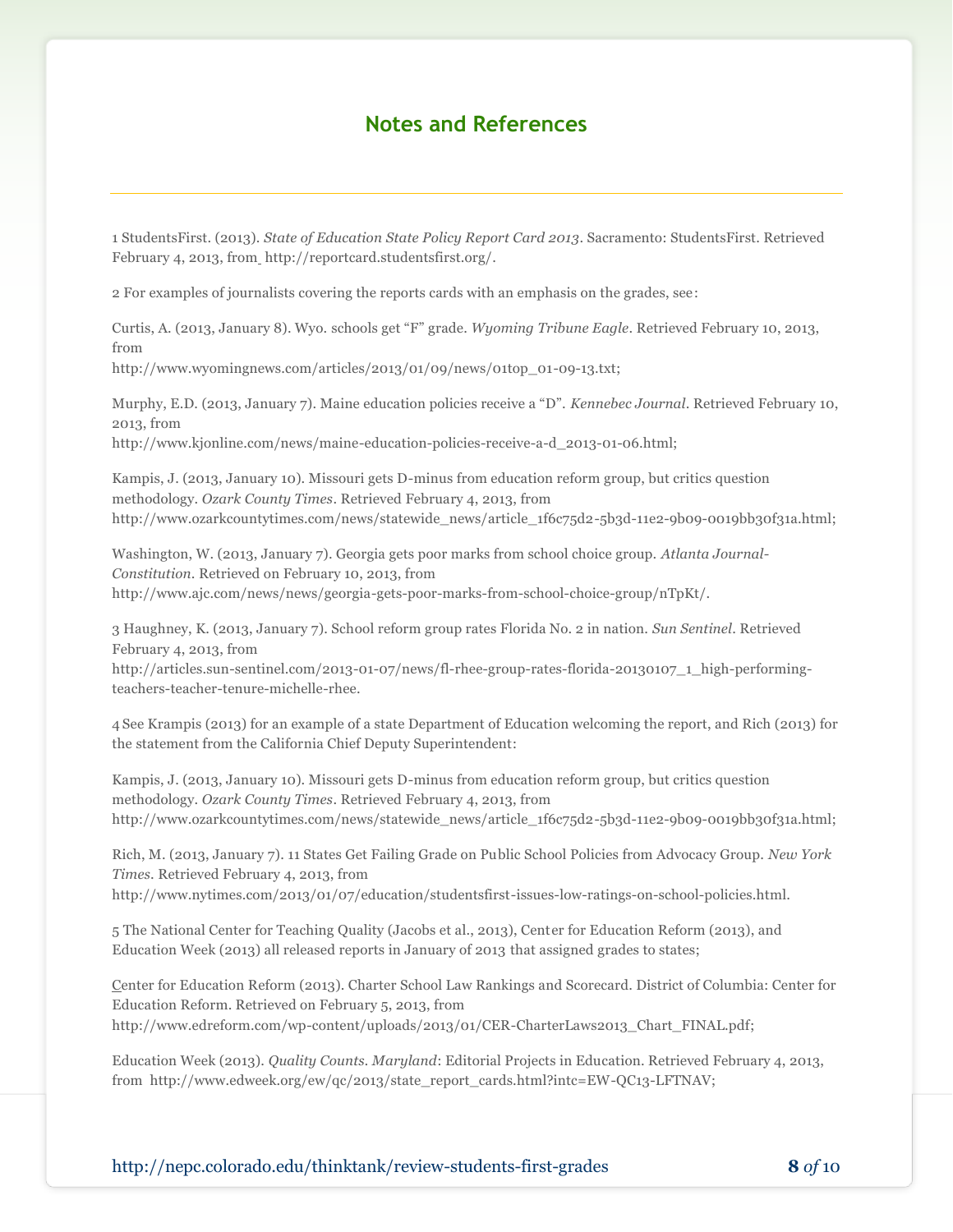## Notes and References

1 StudentsFirst. (2013). *State of Education State Policy Report Card 2013*. Sacramento: StudentsFirst. Retrieved February 4, 2013, from http://reportcard.studentsfirst.org/.

2 For examples of journalists covering the reports cards with an emphasis on the grades, see:

Curtis, A. (2013, January 8). Wyo. schools get "F" grade. *Wyoming Tribune Eagle*. Retrieved February 10, 2013, from http://www.wyomingnews.com/articles/2013/01/09/news/01top_01-09-13.txt;

Murphy, E.D. (2013, January 7). Maine education policies receive a "D". *Kennebec Journal*. Retrieved February 10, 2013, from http://www.kjonline.com/news/maine-education-policies-receive-a-d_2013-01-06.html;

Kampis, J. (2013, January 10). Missouri gets D-minus from education reform group, but critics question methodology. *Ozark County Times*. Retrieved February 4, 2013, from http://www.ozarkcountytimes.com/news/statewide_news/article_1f6c75d2-5b3d-11e2-9b09-0019bb30f31a.html;

Washington, W. (2013, January 7). Georgia gets poor marks from school choice group. *Atlanta Journal-Constitution*. Retrieved on February 10, 2013, from http://www.ajc.com/news/news/georgia-gets-poor-marks-from-school-choice-group/nTpKt/.

3 Haughney, K. (2013, January 7). School reform group rates Florida No. 2 in nation. *Sun Sentinel*. Retrieved February 4, 2013, from http://articles.sun-sentinel.com/2013-01-07/news/fl-rhee-group-rates-florida-20130107_1_high-performing-teachers-teacher-tenure-michelle-rhee.

4 See Krampis (2013) for an example of a state Department of Education welcoming the report, and Rich (2013) for the statement from the California Chief Deputy Superintendent:

Kampis, J. (2013, January 10). Missouri gets D-minus from education reform group, but critics question methodology. *Ozark County Times*. Retrieved February 4, 2013, from http://www.ozarkcountytimes.com/news/statewide_news/article_1f6c75d2-5b3d-11e2-9b09-0019bb30f31a.html;

Rich, M. (2013, January 7). 11 States Get Failing Grade on Public School Policies from Advocacy Group. *New York Times*. Retrieved February 4, 2013, from http://www.nytimes.com/2013/01/07/education/studentsfirst-issues-low-ratings-on-school-policies.html.

5 The National Center for Teaching Quality (Jacobs et al., 2013), Center for Education Reform (2013), and Education Week (2013) all released reports in January of 2013 that assigned grades to states;

Center for Education Reform (2013). Charter School Law Rankings and Scorecard. District of Columbia: Center for Education Reform. Retrieved on February 5, 2013, from http://www.edreform.com/wp-content/uploads/2013/01/CER-CharterLaws2013_Chart_FINAL.pdf;

Education Week (2013). *Quality Counts. Maryland*: Editorial Projects in Education. Retrieved February 4, 2013, from http://www.edweek.org/ew/qc/2013/state_report_cards.html?intc=EW-QC13-LFTNAV;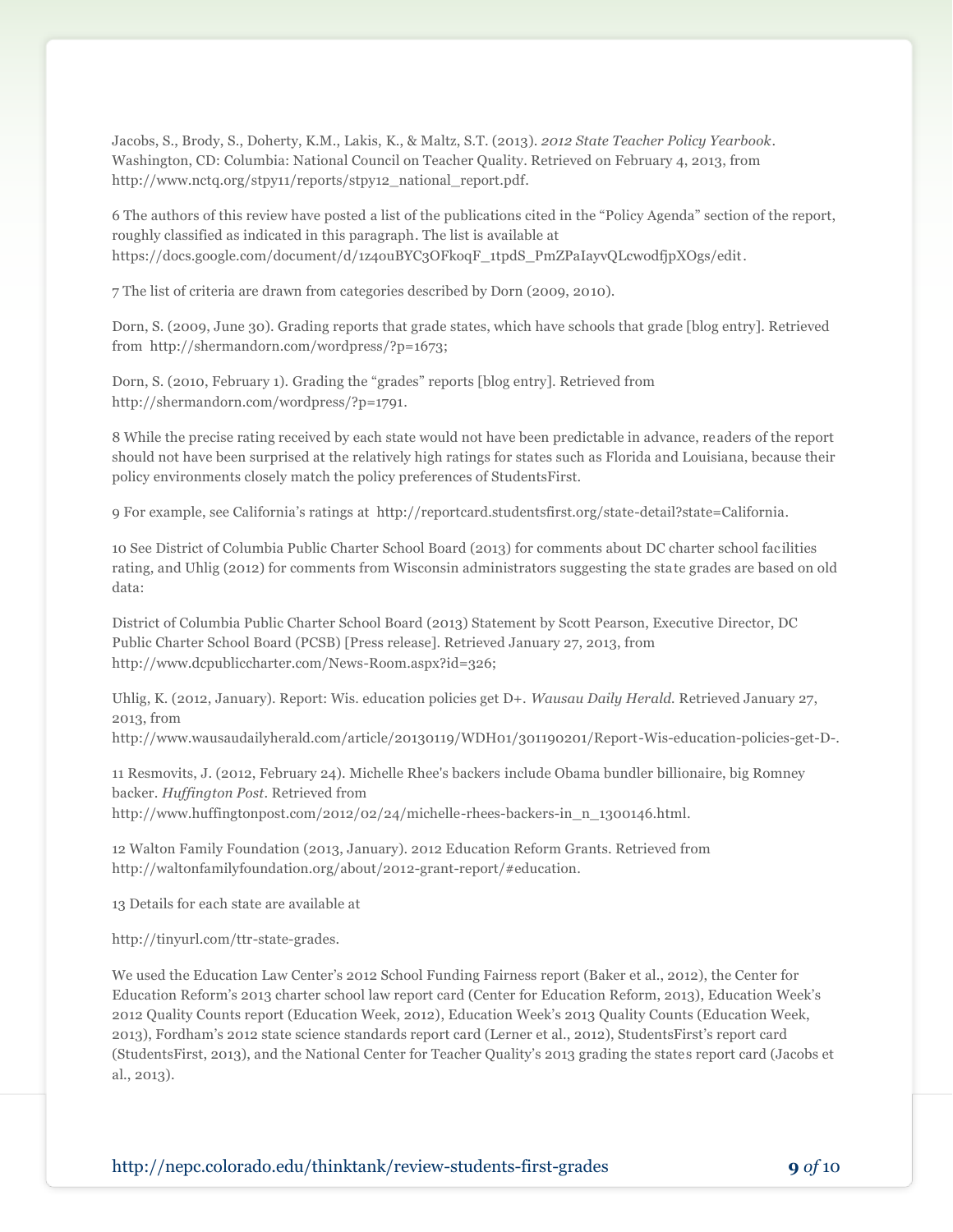Jacobs, S., Brody, S., Doherty, K.M., Lakis, K., & Maltz, S.T. (2013). *2012 State Teacher Policy Yearbook*. Washington, CD: Columbia: National Council on Teacher Quality. Retrieved on February 4, 2013, from http://www.nctq.org/stpy11/reports/stpy12_national_report.pdf.

6 The authors of this review have posted a list of the publications cited in the "Policy Agenda" section of the report, roughly classified as indicated in this paragraph. The list is available at https://docs.google.com/document/d/1z4ouBYC3OFkoqF_1tpdS_PmZPaIayvQLcwodfjpXOgs/edit.

7 The list of criteria are drawn from categories described by Dorn (2009, 2010).

Dorn, S. (2009, June 30). Grading reports that grade states, which have schools that grade [blog entry]. Retrieved from http://shermandorn.com/wordpress/?p=1673;

Dorn, S. (2010, February 1). Grading the "grades" reports [blog entry]. Retrieved from http://shermandorn.com/wordpress/?p=1791.

8 While the precise rating received by each state would not have been predictable in advance, readers of the report should not have been surprised at the relatively high ratings for states such as Florida and Louisiana, because their policy environments closely match the policy preferences of StudentsFirst.

9 For example, see California's ratings at http://reportcard.studentsfirst.org/state-detail?state=California.

10 See District of Columbia Public Charter School Board (2013) for comments about DC charter school facilities rating, and Uhlig (2012) for comments from Wisconsin administrators suggesting the state grades are based on old data:

District of Columbia Public Charter School Board (2013) Statement by Scott Pearson, Executive Director, DC Public Charter School Board (PCSB) [Press release]. Retrieved January 27, 2013, from http://www.dcpubliccharter.com/News-Room.aspx?id=326;

Uhlig, K. (2012, January). Report: Wis. education policies get D+. *Wausau Daily Herald*. Retrieved January 27, 2013, from http://www.wausaudailyherald.com/article/20130119/WDH01/301190201/Report-Wis-education-policies-get-D-.

11 Resmovits, J. (2012, February 24). Michelle Rhee's backers include Obama bundler billionaire, big Romney backer. *Huffington Post*. Retrieved from http://www.huffingtonpost.com/2012/02/24/michelle-rhees-backers-in_n_1300146.html.

12 Walton Family Foundation (2013, January). 2012 Education Reform Grants. Retrieved from http://waltonfamilyfoundation.org/about/2012-grant-report/#education.

13 Details for each state are available at

http://tinyurl.com/ttr-state-grades.

We used the Education Law Center's 2012 School Funding Fairness report (Baker et al., 2012), the Center for Education Reform's 2013 charter school law report card (Center for Education Reform, 2013), Education Week's 2012 Quality Counts report (Education Week, 2012), Education Week's 2013 Quality Counts (Education Week, 2013), Fordham's 2012 state science standards report card (Lerner et al., 2012), StudentsFirst's report card (StudentsFirst, 2013), and the National Center for Teacher Quality's 2013 grading the states report card (Jacobs et al., 2013).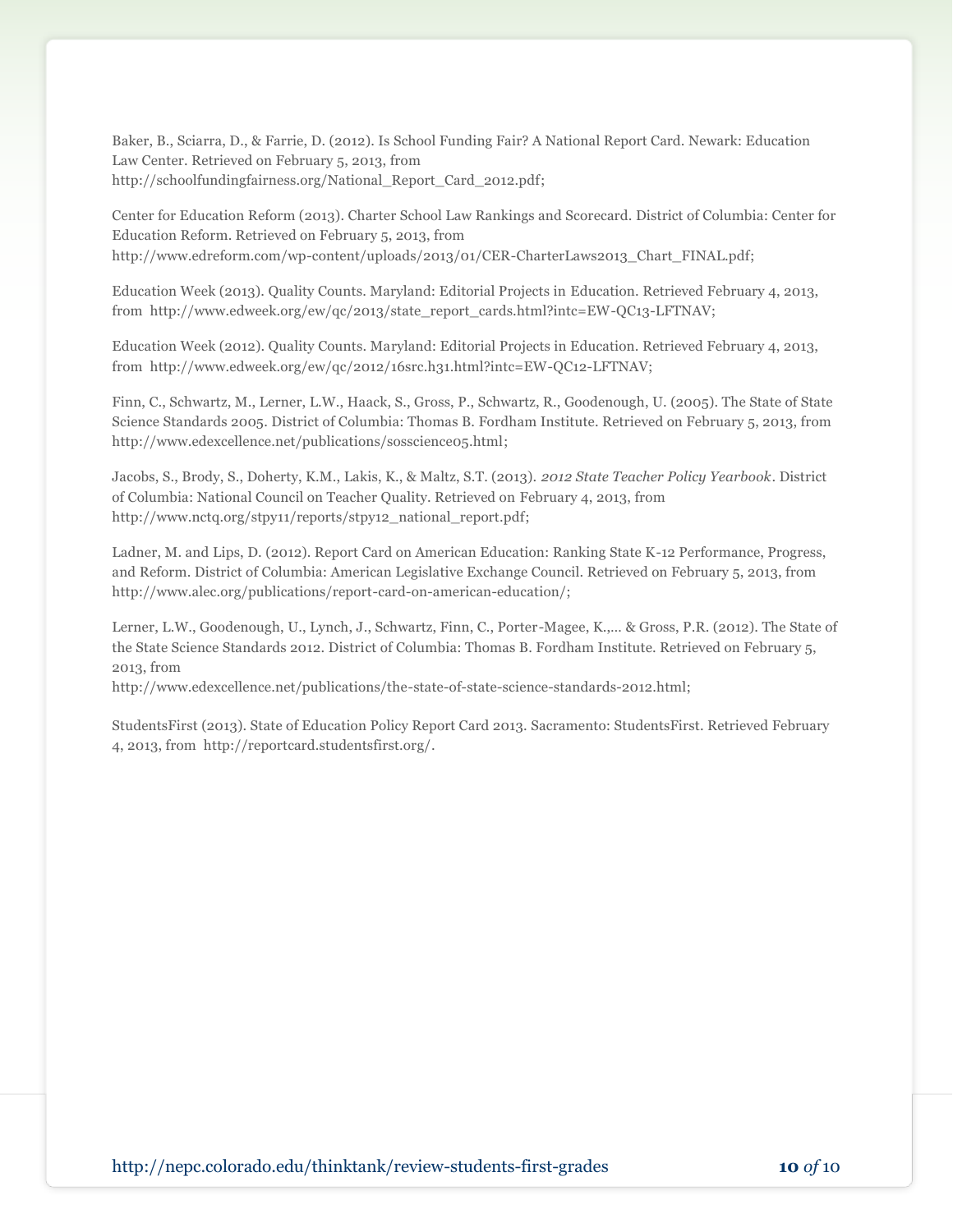Baker, B., Sciarra, D., & Farrie, D. (2012). Is School Funding Fair? A National Report Card. Newark: Education Law Center. Retrieved on February 5, 2013, from http://schoolfundingfairness.org/National_Report_Card_2012.pdf;

Center for Education Reform (2013). Charter School Law Rankings and Scorecard. District of Columbia: Center for Education Reform. Retrieved on February 5, 2013, from http://www.edreform.com/wp-content/uploads/2013/01/CER-CharterLaws2013_Chart_FINAL.pdf;

Education Week (2013). Quality Counts. Maryland: Editorial Projects in Education. Retrieved February 4, 2013, from http://www.edweek.org/ew/qc/2013/state_report_cards.html?intc=EW-QC13-LFTNAV;

Education Week (2012). Quality Counts. Maryland: Editorial Projects in Education. Retrieved February 4, 2013, from http://www.edweek.org/ew/qc/2012/16src.h31.html?intc=EW-QC12-LFTNAV;

Finn, C., Schwartz, M., Lerner, L.W., Haack, S., Gross, P., Schwartz, R., Goodenough, U. (2005). The State of State Science Standards 2005. District of Columbia: Thomas B. Fordham Institute. Retrieved on February 5, 2013, from http://www.edexcellence.net/publications/sosscience05.html;

Jacobs, S., Brody, S., Doherty, K.M., Lakis, K., & Maltz, S.T. (2013). *2012 State Teacher Policy Yearbook*. District of Columbia: National Council on Teacher Quality. Retrieved on February 4, 2013, from http://www.nctq.org/stpy11/reports/stpy12_national_report.pdf;

Ladner, M. and Lips, D. (2012). Report Card on American Education: Ranking State K-12 Performance, Progress, and Reform. District of Columbia: American Legislative Exchange Council. Retrieved on February 5, 2013, from http://www.alec.org/publications/report-card-on-american-education/;

Lerner, L.W., Goodenough, U., Lynch, J., Schwartz, Finn, C., Porter-Magee, K.,… & Gross, P.R. (2012). The State of the State Science Standards 2012. District of Columbia: Thomas B. Fordham Institute. Retrieved on February 5, 2013, from http://www.edexcellence.net/publications/the-state-of-state-science-standards-2012.html;

StudentsFirst (2013). State of Education Policy Report Card 2013. Sacramento: StudentsFirst. Retrieved February 4, 2013, from http://reportcard.studentsfirst.org/.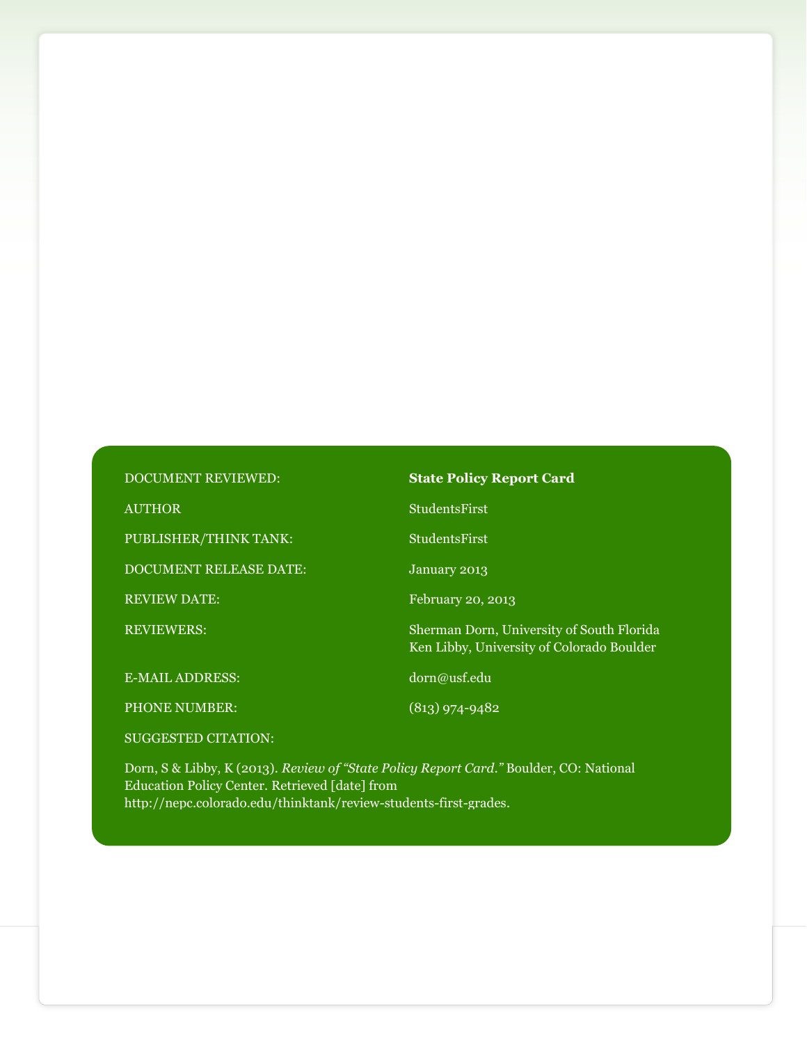| | |
|---|---|
| DOCUMENT REVIEWED: | **State Policy Report Card** |
| AUTHOR | StudentsFirst |
| PUBLISHER/THINK TANK: | StudentsFirst |
| DOCUMENT RELEASE DATE: | January 2013 |
| REVIEW DATE: | February 20, 2013 |
| REVIEWERS: | Sherman Dorn, University of South Florida<br>Ken Libby, University of Colorado Boulder |
| E-MAIL ADDRESS: | dorn@usf.edu |
| PHONE NUMBER: | (813) 974-9482 |

SUGGESTED CITATION:

Dorn, S & Libby, K (2013). *Review of "State Policy Report Card."* Boulder, CO: National Education Policy Center. Retrieved [date] from http://nepc.colorado.edu/thinktank/review-students-first-grades.